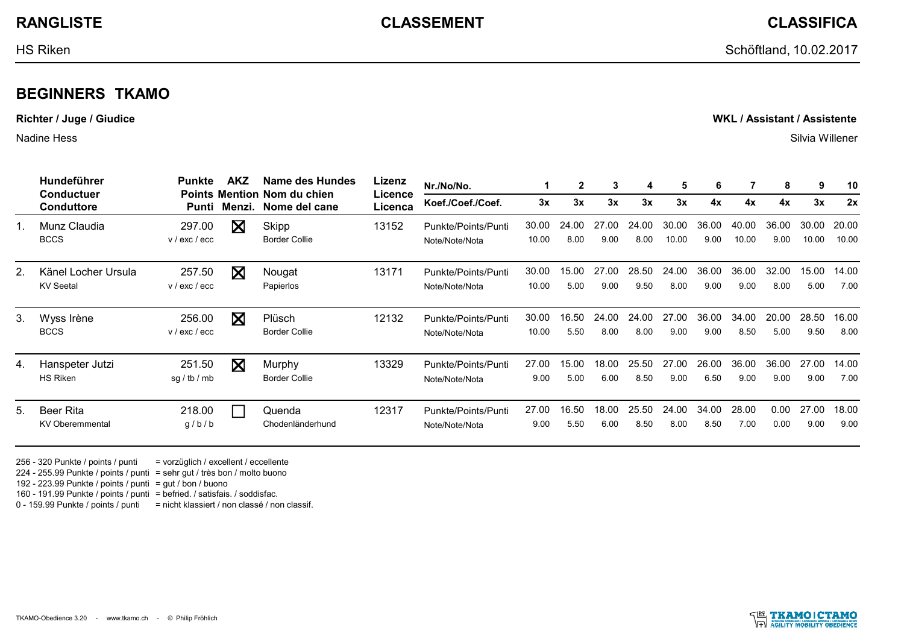# RANGLISTE · CLASSEMENT · CLASSIFICA

HS Riken — Schöftland, 10.02.2017

## BEGINNERS TKAMO

**Richter / Juge / Giudice**

Nadine Hess

**WKL / Assistant / Assistente**

Silvia Willener

| | Hundeführer / Conductuer / Conduttore | Punkte / Points / Punti | AKZ / Mention / Menzi. | Name des Hundes / Nom du chien / Nome del cane | Lizenz / Licence / Licenca | Nr./No/No. | 1 | 2 | 3 | 4 | 5 | 6 | 7 | 8 | 9 | 10 |
|---|---|---|---|---|---|---|---|---|---|---|---|---|---|---|---|---|
| | | | | | | Koef./Coef./Coef. | 3x | 3x | 3x | 3x | 3x | 4x | 4x | 4x | 3x | 2x |
| 1. | Munz Claudia | 297.00 | ☒ | Skipp | 13152 | Punkte/Points/Punti | 30.00 | 24.00 | 27.00 | 24.00 | 30.00 | 36.00 | 40.00 | 36.00 | 30.00 | 20.00 |
| | BCCS | v / exc / ecc | | Border Collie | | Note/Note/Nota | 10.00 | 8.00 | 9.00 | 8.00 | 10.00 | 9.00 | 10.00 | 9.00 | 10.00 | 10.00 |
| 2. | Känel Locher Ursula | 257.50 | ☒ | Nougat | 13171 | Punkte/Points/Punti | 30.00 | 15.00 | 27.00 | 28.50 | 24.00 | 36.00 | 36.00 | 32.00 | 15.00 | 14.00 |
| | KV Seetal | v / exc / ecc | | Papierlos | | Note/Note/Nota | 10.00 | 5.00 | 9.00 | 9.50 | 8.00 | 9.00 | 9.00 | 8.00 | 5.00 | 7.00 |
| 3. | Wyss Irène | 256.00 | ☒ | Plüsch | 12132 | Punkte/Points/Punti | 30.00 | 16.50 | 24.00 | 24.00 | 27.00 | 36.00 | 34.00 | 20.00 | 28.50 | 16.00 |
| | BCCS | v / exc / ecc | | Border Collie | | Note/Note/Nota | 10.00 | 5.50 | 8.00 | 8.00 | 9.00 | 9.00 | 8.50 | 5.00 | 9.50 | 8.00 |
| 4. | Hanspeter Jutzi | 251.50 | ☒ | Murphy | 13329 | Punkte/Points/Punti | 27.00 | 15.00 | 18.00 | 25.50 | 27.00 | 26.00 | 36.00 | 36.00 | 27.00 | 14.00 |
| | HS Riken | sg / tb / mb | | Border Collie | | Note/Note/Nota | 9.00 | 5.00 | 6.00 | 8.50 | 9.00 | 6.50 | 9.00 | 9.00 | 9.00 | 7.00 |
| 5. | Beer Rita | 218.00 | ☐ | Quenda | 12317 | Punkte/Points/Punti | 27.00 | 16.50 | 18.00 | 25.50 | 24.00 | 34.00 | 28.00 | 0.00 | 27.00 | 18.00 |
| | KV Oberemmental | g / b / b | | Chodenländerhund | | Note/Note/Nota | 9.00 | 5.50 | 6.00 | 8.50 | 8.00 | 8.50 | 7.00 | 0.00 | 9.00 | 9.00 |

256 - 320 Punkte / points / punti = vorzüglich / excellent / eccellente
224 - 255.99 Punkte / points / punti = sehr gut / très bon / molto buono
192 - 223.99 Punkte / points / punti = gut / bon / buono
160 - 191.99 Punkte / points / punti = befried. / satisfais. / soddisfac.
0 - 159.99 Punkte / points / punti = nicht klassiert / non classé / non classif.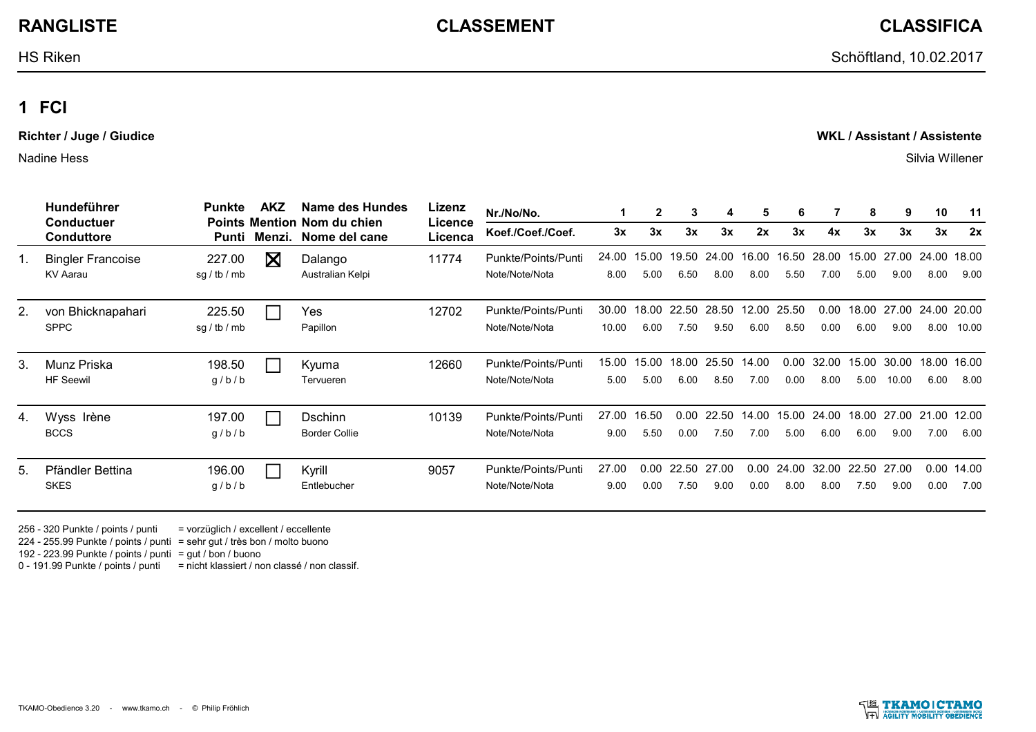# RANGLISTE / CLASSEMENT / CLASSIFICA

HS Riken — Schöftland, 10.02.2017

## 1 FCI

**Richter / Juge / Giudice**

Nadine Hess

**WKL / Assistant / Assistente**

Silvia Willener

| | Hundeführer / Conducteur / Conduttore | Punkte / Points / Punti | AKZ / Mention / Menzi. | Name des Hundes / Nom du chien / Nome del cane | Lizenz / Licence / Licenca | Nr./No/No. | 1 | 2 | 3 | 4 | 5 | 6 | 7 | 8 | 9 | 10 | 11 |
|---|---|---|---|---|---|---|---|---|---|---|---|---|---|---|---|---|---|
| | | | | | | Koef./Coef./Coef. | 3x | 3x | 3x | 3x | 2x | 3x | 4x | 3x | 3x | 3x | 2x |
| 1. | Bingler Francoise | 227.00 | ☒ | Dalango | 11774 | Punkte/Points/Punti | 24.00 | 15.00 | 19.50 | 24.00 | 16.00 | 16.50 | 28.00 | 15.00 | 27.00 | 24.00 | 18.00 |
| | KV Aarau | sg / tb / mb | | Australian Kelpi | | Note/Note/Nota | 8.00 | 5.00 | 6.50 | 8.00 | 8.00 | 5.50 | 7.00 | 5.00 | 9.00 | 8.00 | 9.00 |
| 2. | von Bhicknapahari | 225.50 | ☐ | Yes | 12702 | Punkte/Points/Punti | 30.00 | 18.00 | 22.50 | 28.50 | 12.00 | 25.50 | 0.00 | 18.00 | 27.00 | 24.00 | 20.00 |
| | SPPC | sg / tb / mb | | Papillon | | Note/Note/Nota | 10.00 | 6.00 | 7.50 | 9.50 | 6.00 | 8.50 | 0.00 | 6.00 | 9.00 | 8.00 | 10.00 |
| 3. | Munz Priska | 198.50 | ☐ | Kyuma | 12660 | Punkte/Points/Punti | 15.00 | 15.00 | 18.00 | 25.50 | 14.00 | 0.00 | 32.00 | 15.00 | 30.00 | 18.00 | 16.00 |
| | HF Seewil | g / b / b | | Tervueren | | Note/Note/Nota | 5.00 | 5.00 | 6.00 | 8.50 | 7.00 | 0.00 | 8.00 | 5.00 | 10.00 | 6.00 | 8.00 |
| 4. | Wyss Irène | 197.00 | ☐ | Dschinn | 10139 | Punkte/Points/Punti | 27.00 | 16.50 | 0.00 | 22.50 | 14.00 | 15.00 | 24.00 | 18.00 | 27.00 | 21.00 | 12.00 |
| | BCCS | g / b / b | | Border Collie | | Note/Note/Nota | 9.00 | 5.50 | 0.00 | 7.50 | 7.00 | 5.00 | 6.00 | 6.00 | 9.00 | 7.00 | 6.00 |
| 5. | Pfändler Bettina | 196.00 | ☐ | Kyrill | 9057 | Punkte/Points/Punti | 27.00 | 0.00 | 22.50 | 27.00 | 0.00 | 24.00 | 32.00 | 22.50 | 27.00 | 0.00 | 14.00 |
| | SKES | g / b / b | | Entlebucher | | Note/Note/Nota | 9.00 | 0.00 | 7.50 | 9.00 | 0.00 | 8.00 | 8.00 | 7.50 | 9.00 | 0.00 | 7.00 |

256 - 320 Punkte / points / punti = vorzüglich / excellent / eccellente
224 - 255.99 Punkte / points / punti = sehr gut / très bon / molto buono
192 - 223.99 Punkte / points / punti = gut / bon / buono
0 - 191.99 Punkte / points / punti = nicht klassiert / non classé / non classif.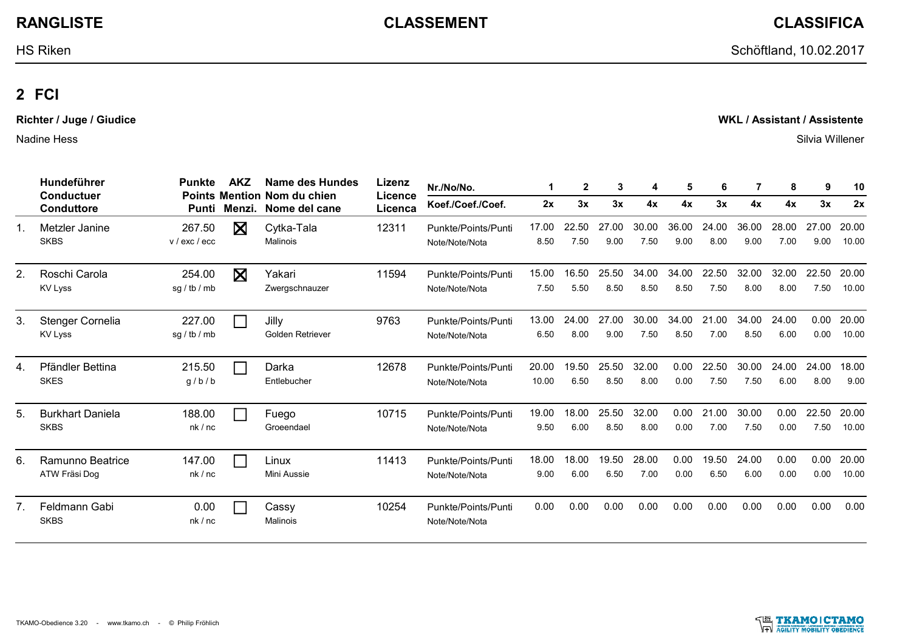# RANGLISTE — CLASSEMENT — CLASSIFICA

HS Riken — Schöftland, 10.02.2017

## 2 FCI

**Richter / Juge / Giudice**

Nadine Hess

**WKL / Assistant / Assistente**

Silvia Willener

| | Hundeführer / Conducteur / Conduttore | Punkte / Points / Punti | AKZ / Mention / Menzi. | Name des Hundes / Nom du chien / Nome del cane | Lizenz / Licence / Licenca | Nr./No/No. | 1 | 2 | 3 | 4 | 5 | 6 | 7 | 8 | 9 | 10 |
|---|---|---|---|---|---|---|---|---|---|---|---|---|---|---|---|---|
| | | | | | | Koef./Coef./Coef. | 2x | 3x | 3x | 4x | 4x | 3x | 4x | 4x | 3x | 2x |
| 1. | Metzler Janine | 267.50 | ☒ | Cytka-Tala | 12311 | Punkte/Points/Punti | 17.00 | 22.50 | 27.00 | 30.00 | 36.00 | 24.00 | 36.00 | 28.00 | 27.00 | 20.00 |
| | SKBS | v / exc / ecc | | Malinois | | Note/Note/Nota | 8.50 | 7.50 | 9.00 | 7.50 | 9.00 | 8.00 | 9.00 | 7.00 | 9.00 | 10.00 |
| 2. | Roschi Carola | 254.00 | ☒ | Yakari | 11594 | Punkte/Points/Punti | 15.00 | 16.50 | 25.50 | 34.00 | 34.00 | 22.50 | 32.00 | 32.00 | 22.50 | 20.00 |
| | KV Lyss | sg / tb / mb | | Zwergschnauzer | | Note/Note/Nota | 7.50 | 5.50 | 8.50 | 8.50 | 8.50 | 7.50 | 8.00 | 8.00 | 7.50 | 10.00 |
| 3. | Stenger Cornelia | 227.00 | ☐ | Jilly | 9763 | Punkte/Points/Punti | 13.00 | 24.00 | 27.00 | 30.00 | 34.00 | 21.00 | 34.00 | 24.00 | 0.00 | 20.00 |
| | KV Lyss | sg / tb / mb | | Golden Retriever | | Note/Note/Nota | 6.50 | 8.00 | 9.00 | 7.50 | 8.50 | 7.00 | 8.50 | 6.00 | 0.00 | 10.00 |
| 4. | Pfändler Bettina | 215.50 | ☐ | Darka | 12678 | Punkte/Points/Punti | 20.00 | 19.50 | 25.50 | 32.00 | 0.00 | 22.50 | 30.00 | 24.00 | 24.00 | 18.00 |
| | SKES | g / b / b | | Entlebucher | | Note/Note/Nota | 10.00 | 6.50 | 8.50 | 8.00 | 0.00 | 7.50 | 7.50 | 6.00 | 8.00 | 9.00 |
| 5. | Burkhart Daniela | 188.00 | ☐ | Fuego | 10715 | Punkte/Points/Punti | 19.00 | 18.00 | 25.50 | 32.00 | 0.00 | 21.00 | 30.00 | 0.00 | 22.50 | 20.00 |
| | SKBS | nk / nc | | Groeendael | | Note/Note/Nota | 9.50 | 6.00 | 8.50 | 8.00 | 0.00 | 7.00 | 7.50 | 0.00 | 7.50 | 10.00 |
| 6. | Ramunno Beatrice | 147.00 | ☐ | Linux | 11413 | Punkte/Points/Punti | 18.00 | 18.00 | 19.50 | 28.00 | 0.00 | 19.50 | 24.00 | 0.00 | 0.00 | 20.00 |
| | ATW Fräsi Dog | nk / nc | | Mini Aussie | | Note/Note/Nota | 9.00 | 6.00 | 6.50 | 7.00 | 0.00 | 6.50 | 6.00 | 0.00 | 0.00 | 10.00 |
| 7. | Feldmann Gabi | 0.00 | ☐ | Cassy | 10254 | Punkte/Points/Punti | 0.00 | 0.00 | 0.00 | 0.00 | 0.00 | 0.00 | 0.00 | 0.00 | 0.00 | 0.00 |
| | SKBS | nk / nc | | Malinois | | Note/Note/Nota | | | | | | | | | | |

TKAMO-Obedience 3.20 - www.tkamo.ch - © Philip Fröhlich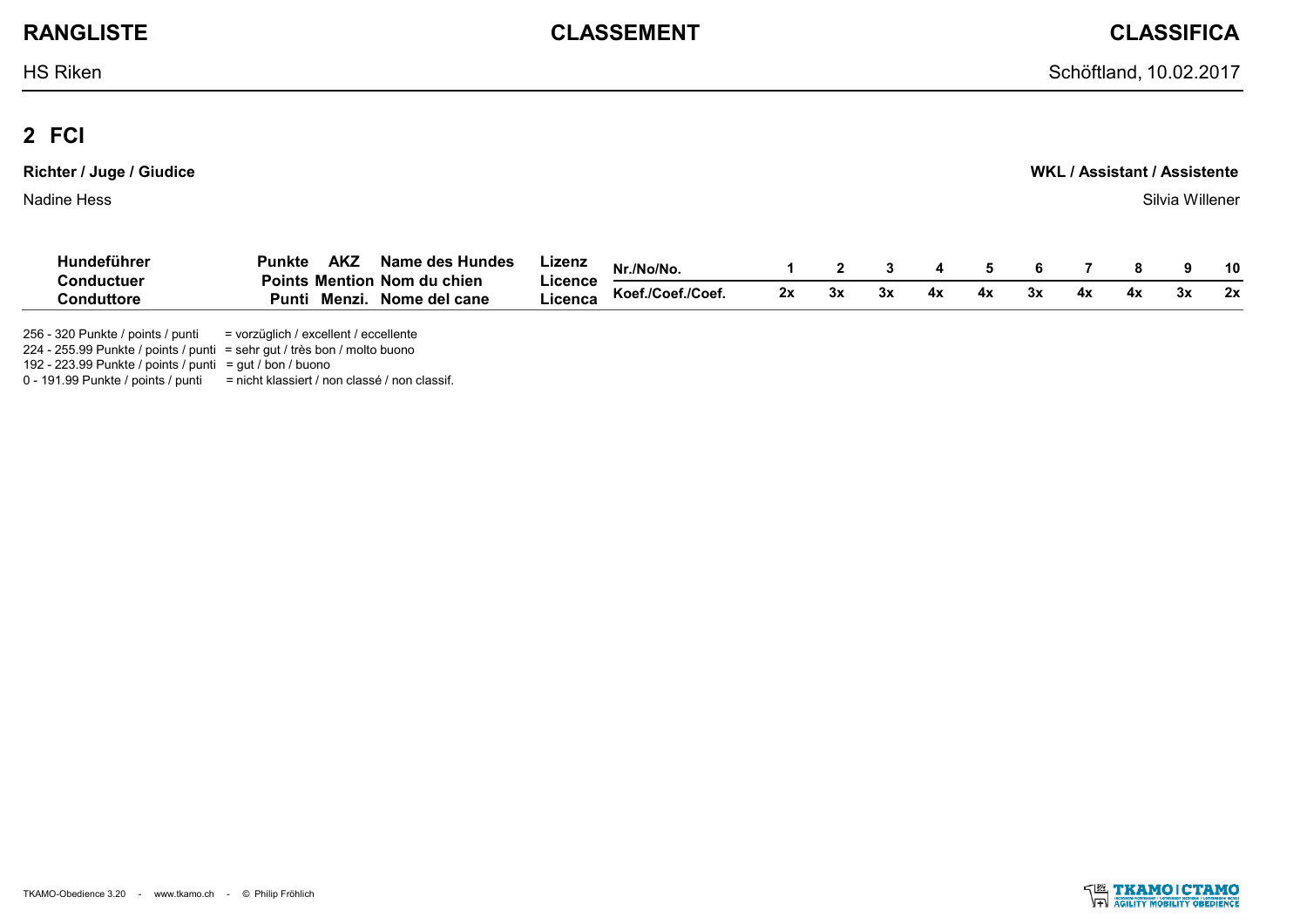**RANGLISTE** **CLASSEMENT** **CLASSIFICA**

HS Riken — Schöftland, 10.02.2017

## 2 FCI

**Richter / Juge / Giudice**

Nadine Hess

**WKL / Assistant / Assistente**

Silvia Willener

| Hundeführer Conducteur Conduttore | Punkte Points Punti | AKZ Mention Menzi. | Name des Hundes Nom du chien Nome del cane | Lizenz Licence Licenca | Nr./No/No. | 1 | 2 | 3 | 4 | 5 | 6 | 7 | 8 | 9 | 10 |
|---|---|---|---|---|---|---|---|---|---|---|---|---|---|---|---|
| | | | | | Koef./Coef./Coef. | 2x | 3x | 3x | 4x | 4x | 3x | 4x | 4x | 3x | 2x |

256 - 320 Punkte / points / punti = vorzüglich / excellent / eccellente
224 - 255.99 Punkte / points / punti = sehr gut / très bon / molto buono
192 - 223.99 Punkte / points / punti = gut / bon / buono
0 - 191.99 Punkte / points / punti = nicht klassiert / non classé / non classif.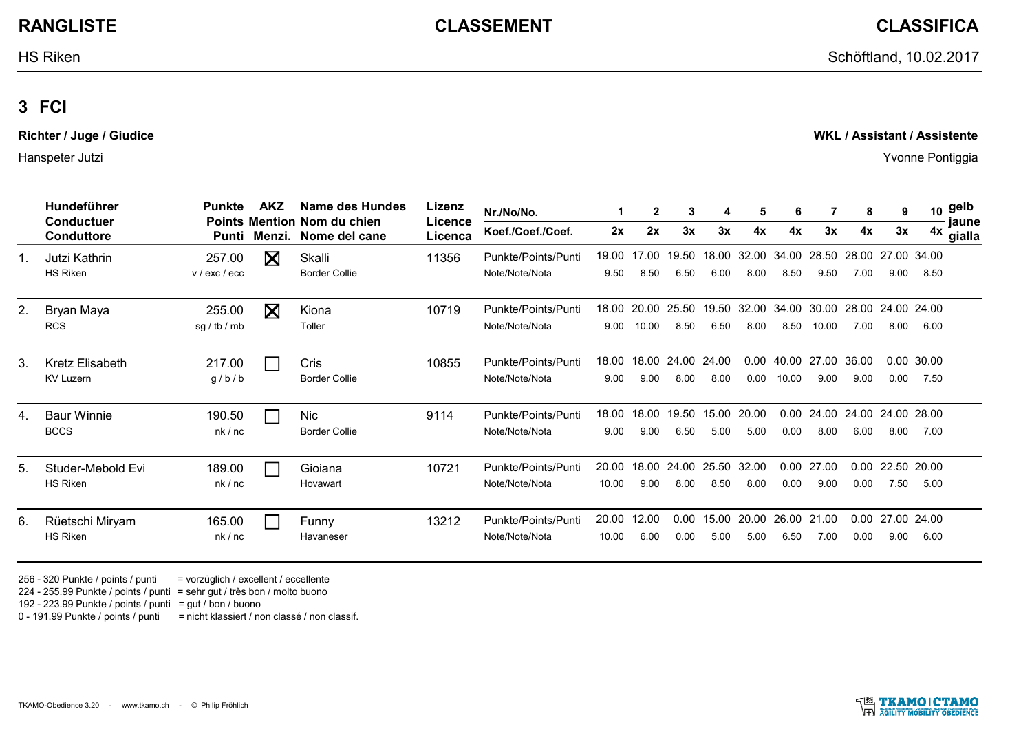**RANGLISTE** **CLASSEMENT** **CLASSIFICA**

HS Riken — Schöftland, 10.02.2017

## 3 FCI

**Richter / Juge / Giudice**

Hanspeter Jutzi

**WKL / Assistant / Assistente**

Yvonne Pontiggia

| | Hundeführer / Conductuer / Conduttore | Punkte / Points / Punti | AKZ / Mention / Menzi. | Name des Hundes / Nom du chien / Nome del cane | Lizenz / Licence / Licenca | Nr./No/No. / Koef./Coef./Coef. | 1 / 2x | 2 / 2x | 3 / 3x | 4 / 3x | 5 / 4x | 6 / 4x | 7 / 3x | 8 / 4x | 9 / 3x | 10 / 4x | gelb / jaune / gialla |
|---|---|---|---|---|---|---|---|---|---|---|---|---|---|---|---|---|---|
| 1. | Jutzi Kathrin | 257.00 | ☒ | Skalli | 11356 | Punkte/Points/Punti | 19.00 | 17.00 | 19.50 | 18.00 | 32.00 | 34.00 | 28.50 | 28.00 | 27.00 | 34.00 | |
| | HS Riken | v / exc / ecc | | Border Collie | | Note/Note/Nota | 9.50 | 8.50 | 6.50 | 6.00 | 8.00 | 8.50 | 9.50 | 7.00 | 9.00 | 8.50 | |
| 2. | Bryan Maya | 255.00 | ☒ | Kiona | 10719 | Punkte/Points/Punti | 18.00 | 20.00 | 25.50 | 19.50 | 32.00 | 34.00 | 30.00 | 28.00 | 24.00 | 24.00 | |
| | RCS | sg / tb / mb | | Toller | | Note/Note/Nota | 9.00 | 10.00 | 8.50 | 6.50 | 8.00 | 8.50 | 10.00 | 7.00 | 8.00 | 6.00 | |
| 3. | Kretz Elisabeth | 217.00 | ☐ | Cris | 10855 | Punkte/Points/Punti | 18.00 | 18.00 | 24.00 | 24.00 | 0.00 | 40.00 | 27.00 | 36.00 | 0.00 | 30.00 | |
| | KV Luzern | g / b / b | | Border Collie | | Note/Note/Nota | 9.00 | 9.00 | 8.00 | 8.00 | 0.00 | 10.00 | 9.00 | 9.00 | 0.00 | 7.50 | |
| 4. | Baur Winnie | 190.50 | ☐ | Nic | 9114 | Punkte/Points/Punti | 18.00 | 18.00 | 19.50 | 15.00 | 20.00 | 0.00 | 24.00 | 24.00 | 24.00 | 28.00 | |
| | BCCS | nk / nc | | Border Collie | | Note/Note/Nota | 9.00 | 9.00 | 6.50 | 5.00 | 5.00 | 0.00 | 8.00 | 6.00 | 8.00 | 7.00 | |
| 5. | Studer-Mebold Evi | 189.00 | ☐ | Gioiana | 10721 | Punkte/Points/Punti | 20.00 | 18.00 | 24.00 | 25.50 | 32.00 | 0.00 | 27.00 | 0.00 | 22.50 | 20.00 | |
| | HS Riken | nk / nc | | Hovawart | | Note/Note/Nota | 10.00 | 9.00 | 8.00 | 8.50 | 8.00 | 0.00 | 9.00 | 0.00 | 7.50 | 5.00 | |
| 6. | Rüetschi Miryam | 165.00 | ☐ | Funny | 13212 | Punkte/Points/Punti | 20.00 | 12.00 | 0.00 | 15.00 | 20.00 | 26.00 | 21.00 | 0.00 | 27.00 | 24.00 | |
| | HS Riken | nk / nc | | Havaneser | | Note/Note/Nota | 10.00 | 6.00 | 0.00 | 5.00 | 5.00 | 6.50 | 7.00 | 0.00 | 9.00 | 6.00 | |

256 - 320 Punkte / points / punti = vorzüglich / excellent / eccellente
224 - 255.99 Punkte / points / punti = sehr gut / très bon / molto buono
192 - 223.99 Punkte / points / punti = gut / bon / buono
0 - 191.99 Punkte / points / punti = nicht klassiert / non classé / non classif.

TKAMO-Obedience 3.20 - www.tkamo.ch - © Philip Fröhlich